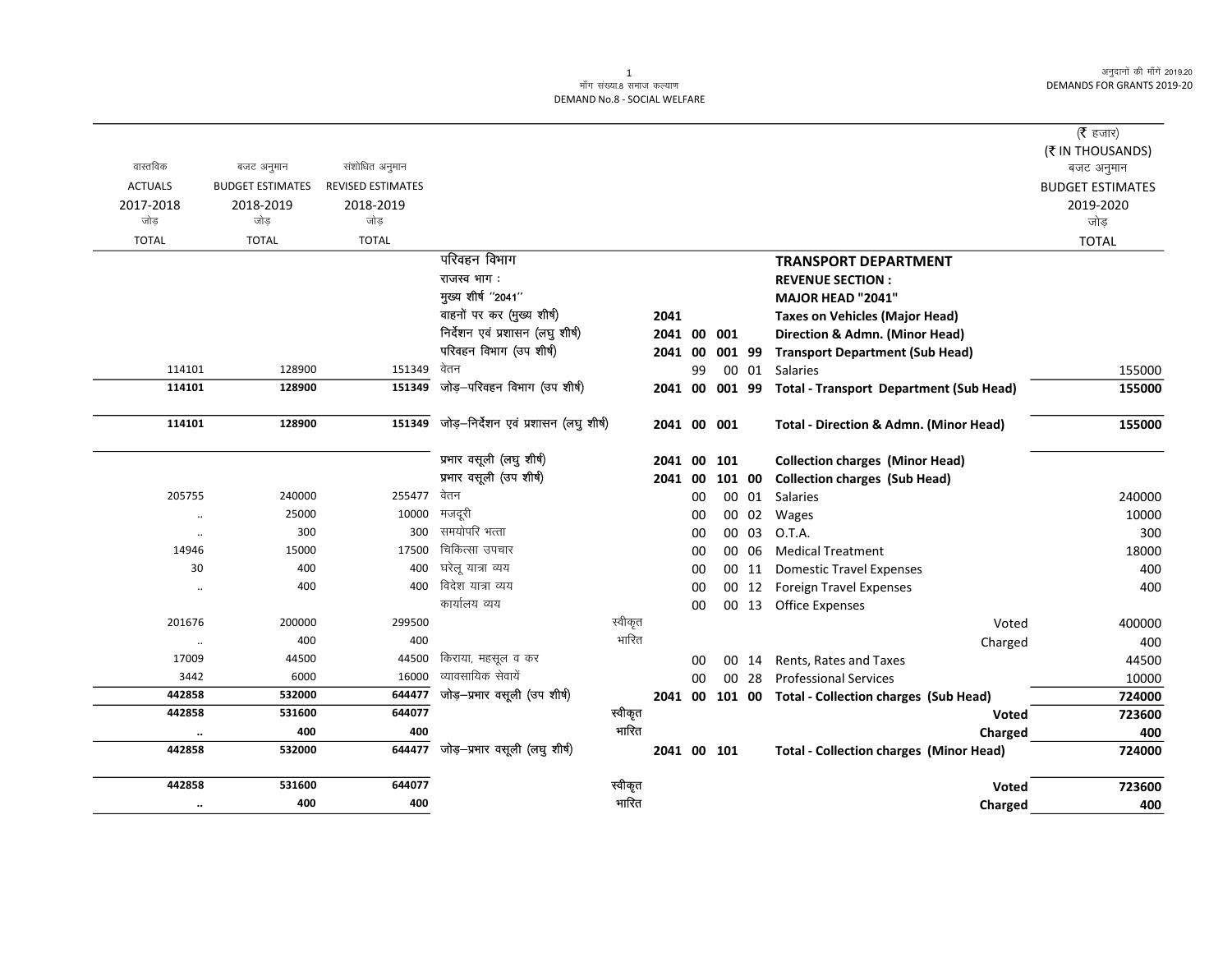मॉंग संख्या.8 समाज कल्याण
DEMAND No.8 - SOCIAL WELFARE

अनुदानों की मॉंगें 2019.20
DEMANDS FOR GRANTS 2019-20

(₹ हजार)
(₹ IN THOUSANDS)

| वास्तविक ACTUALS 2017-2018 जोड़ TOTAL | बजट अनुमान BUDGET ESTIMATES 2018-2019 जोड़ TOTAL | संशोधित अनुमान REVISED ESTIMATES 2018-2019 जोड़ TOTAL | | | | | | | | बजट अनुमान BUDGET ESTIMATES 2019-2020 जोड़ TOTAL |
|---|---|---|---|---|---|---|---|---|---|---|
| | | | परिवहन विभाग | | | | | | **TRANSPORT DEPARTMENT** | |
| | | | राजस्व भाग : | | | | | | **REVENUE SECTION :** | |
| | | | मुख्य शीर्ष ''2041'' | | | | | | **MAJOR HEAD "2041"** | |
| | | | वाहनों पर कर (मुख्य शीर्ष) | | 2041 | | | | **Taxes on Vehicles (Major Head)** | |
| | | | निर्देशन एवं प्रशासन (लघु शीर्ष) | | 2041 | 00 | 001 | | **Direction & Admn. (Minor Head)** | |
| | | | परिवहन विभाग (उप शीर्ष) | | 2041 | 00 | 001 | 99 | **Transport Department (Sub Head)** | |
| 114101 | 128900 | 151349 | वेतन | | | 99 | 00 | 01 | Salaries | 155000 |
| **114101** | **128900** | **151349** | जोड़–परिवहन विभाग (उप शीर्ष) | | **2041** | **00** | **001** | **99** | **Total - Transport Department (Sub Head)** | **155000** |
| **114101** | **128900** | **151349** | जोड़–निर्देशन एवं प्रशासन (लघु शीर्ष) | | **2041** | **00** | **001** | | **Total - Direction & Admn. (Minor Head)** | **155000** |
| | | | प्रभार वसूली (लघु शीर्ष) | | 2041 | 00 | 101 | | **Collection charges (Minor Head)** | |
| | | | प्रभार वसूली (उप शीर्ष) | | 2041 | 00 | 101 | 00 | **Collection charges (Sub Head)** | |
| 205755 | 240000 | 255477 | वेतन | | | 00 | 00 | 01 | Salaries | 240000 |
| .. | 25000 | 10000 | मजदूरी | | | 00 | 00 | 02 | Wages | 10000 |
| .. | 300 | 300 | समयोपरि भत्ता | | | 00 | 00 | 03 | O.T.A. | 300 |
| 14946 | 15000 | 17500 | चिकित्सा उपचार | | | 00 | 00 | 06 | Medical Treatment | 18000 |
| 30 | 400 | 400 | घरेलू यात्रा व्यय | | | 00 | 00 | 11 | Domestic Travel Expenses | 400 |
| .. | 400 | 400 | विदेश यात्रा व्यय | | | 00 | 00 | 12 | Foreign Travel Expenses | 400 |
| | | | कार्यालय व्यय | | | 00 | 00 | 13 | Office Expenses | |
| 201676 | 200000 | 299500 | | स्वीकृत | | | | | Voted | 400000 |
| .. | 400 | 400 | | भारित | | | | | Charged | 400 |
| 17009 | 44500 | 44500 | किराया, महसूल व कर | | | 00 | 00 | 14 | Rents, Rates and Taxes | 44500 |
| 3442 | 6000 | 16000 | व्यावसायिक सेवायें | | | 00 | 00 | 28 | Professional Services | 10000 |
| **442858** | **532000** | **644477** | जोड़–प्रभार वसूली (उप शीर्ष) | | **2041** | **00** | **101** | **00** | **Total - Collection charges (Sub Head)** | **724000** |
| **442858** | **531600** | **644077** | | स्वीकृत | | | | | **Voted** | **723600** |
| **..** | **400** | **400** | | भारित | | | | | **Charged** | **400** |
| **442858** | **532000** | **644477** | जोड़–प्रभार वसूली (लघु शीर्ष) | | **2041** | **00** | **101** | | **Total - Collection charges (Minor Head)** | **724000** |
| **442858** | **531600** | **644077** | | स्वीकृत | | | | | **Voted** | **723600** |
| **..** | **400** | **400** | | भारित | | | | | **Charged** | **400** |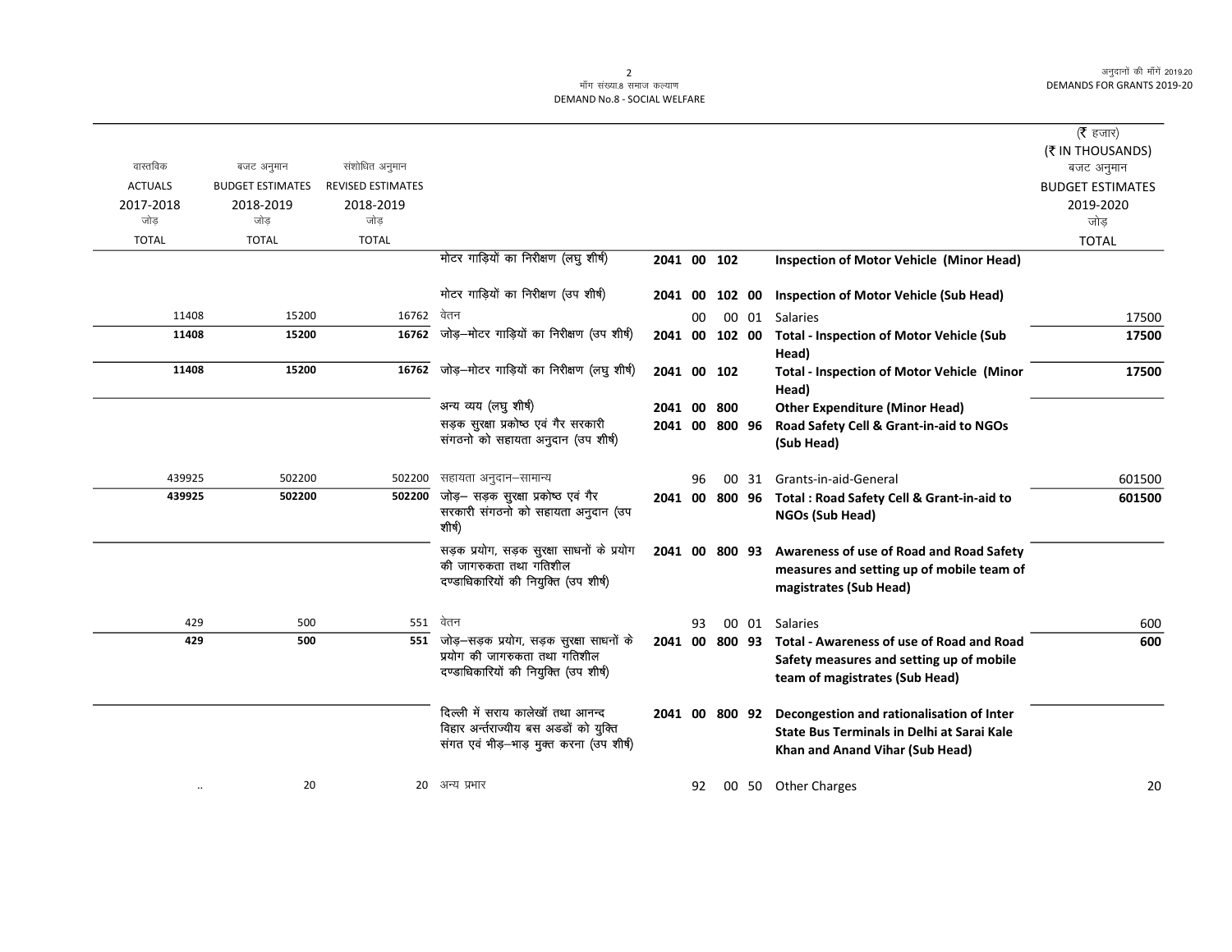माँग संख्या.8 समाज कल्याण
DEMAND No.8 - SOCIAL WELFARE

(₹ हजार)
(₹ IN THOUSANDS)

| वास्तविक ACTUALS 2017-2018 जोड़ TOTAL | बजट अनुमान BUDGET ESTIMATES 2018-2019 जोड़ TOTAL | संशोधित अनुमान REVISED ESTIMATES 2018-2019 जोड़ TOTAL | | | | | | | बजट अनुमान BUDGET ESTIMATES 2019-2020 जोड़ TOTAL |
|---|---|---|---|---|---|---|---|---|---|
| | | | मोटर गाड़ियों का निरीक्षण (लघु शीर्ष) | 2041 | 00 | 102 | | **Inspection of Motor Vehicle (Minor Head)** | |
| | | | मोटर गाड़ियों का निरीक्षण (उप शीर्ष) | 2041 | 00 | 102 | 00 | **Inspection of Motor Vehicle (Sub Head)** | |
| 11408 | 15200 | 16762 | वेतन | | 00 | 00 | 01 | Salaries | 17500 |
| **11408** | **15200** | **16762** | जोड़–मोटर गाड़ियों का निरीक्षण (उप शीर्ष) | 2041 | 00 | 102 | 00 | **Total - Inspection of Motor Vehicle (Sub Head)** | **17500** |
| **11408** | **15200** | **16762** | जोड़–मोटर गाड़ियों का निरीक्षण (लघु शीर्ष) | 2041 | 00 | 102 | | **Total - Inspection of Motor Vehicle (Minor Head)** | **17500** |
| | | | अन्य व्यय (लघु शीर्ष) | 2041 | 00 | 800 | | **Other Expenditure (Minor Head)** | |
| | | | सड़क सुरक्षा प्रकोष्ठ एवं गैर सरकारी संगठनो को सहायता अनुदान (उप शीर्ष) | 2041 | 00 | 800 | 96 | **Road Safety Cell & Grant-in-aid to NGOs (Sub Head)** | |
| 439925 | 502200 | 502200 | सहायता अनुदान–सामान्य | | 96 | 00 | 31 | Grants-in-aid-General | 601500 |
| **439925** | **502200** | **502200** | जोड़– सड़क सुरक्षा प्रकोष्ठ एवं गैर सरकारी संगठनो को सहायता अनुदान (उप शीर्ष) | 2041 | 00 | 800 | 96 | **Total : Road Safety Cell & Grant-in-aid to NGOs (Sub Head)** | **601500** |
| | | | सड़क प्रयोग, सड़क सुरक्षा साधनों के प्रयोग की जागरुकता तथा गतिशील दण्डाधिकारियों की नियुक्ति (उप शीर्ष) | 2041 | 00 | 800 | 93 | **Awareness of use of Road and Road Safety measures and setting up of mobile team of magistrates (Sub Head)** | |
| 429 | 500 | 551 | वेतन | | 93 | 00 | 01 | Salaries | 600 |
| **429** | **500** | **551** | जोड़–सड़क प्रयोग, सड़क सुरक्षा साधनों के प्रयोग की जागरुकता तथा गतिशील दण्डाधिकारियों की नियुक्ति (उप शीर्ष) | 2041 | 00 | 800 | 93 | **Total - Awareness of use of Road and Road Safety measures and setting up of mobile team of magistrates (Sub Head)** | **600** |
| | | | दिल्ली में सराय कालेखॉं तथा आनन्द विहार अर्न्तराज्यीय बस अडडों को युक्ति संगत एवं भीड़–भाड़ मुक्त करना (उप शीर्ष) | 2041 | 00 | 800 | 92 | **Decongestion and rationalisation of Inter State Bus Terminals in Delhi at Sarai Kale Khan and Anand Vihar (Sub Head)** | |
| .. | 20 | 20 | अन्य प्रभार | | 92 | 00 | 50 | Other Charges | 20 |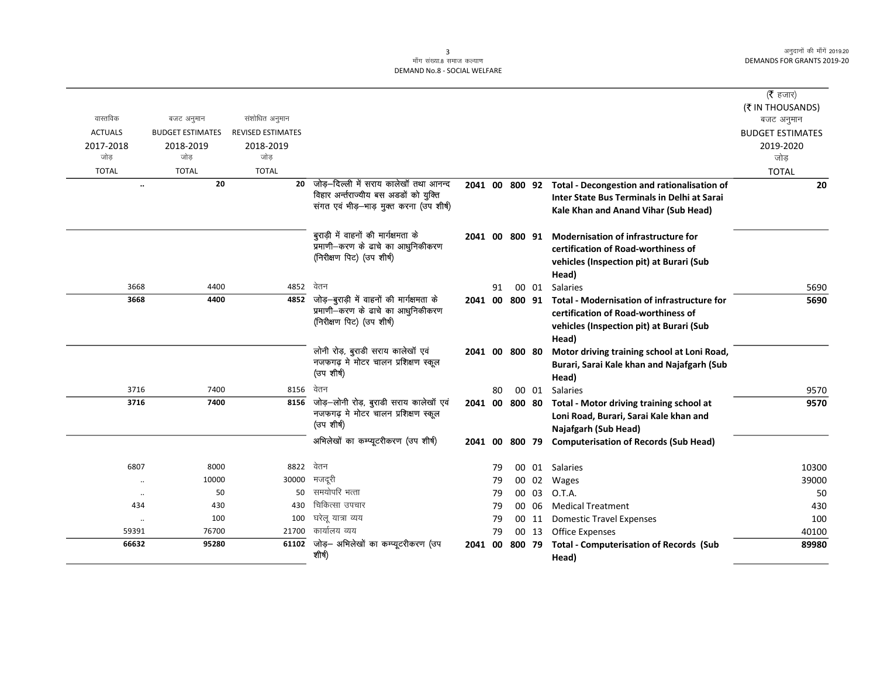माँग संख्या.8 समाज कल्याण
DEMAND No.8 - SOCIAL WELFARE

| वास्तविक ACTUALS 2017-2018 जोड़ TOTAL | बजट अनुमान BUDGET ESTIMATES 2018-2019 जोड़ TOTAL | संशोधित अनुमान REVISED ESTIMATES 2018-2019 जोड़ TOTAL | | | | | | | (₹ हजार) (₹ IN THOUSANDS) बजट अनुमान BUDGET ESTIMATES 2019-2020 जोड़ TOTAL |
|---|---|---|---|---|---|---|---|---|---|
| .. | 20 | 20 | जोड़–दिल्ली में सराय कालेखॉं तथा आनन्द विहार अन्तर्राज्यीय बस अडडों को युक्ति संगत एवं भीड़–भाड़ मुक्त करना (उप शीर्ष) | 2041 | 00 | 800 | 92 | **Total - Decongestion and rationalisation of Inter State Bus Terminals in Delhi at Sarai Kale Khan and Anand Vihar (Sub Head)** | **20** |
| | | | बुराड़ी में वाहनों की मार्गक्षमता के प्रमाणी–करण के ढाचे का आधुनिकीकरण (निरीक्षण पिट) (उप शीर्ष) | 2041 | 00 | 800 | 91 | **Modernisation of infrastructure for certification of Road-worthiness of vehicles (Inspection pit) at Burari (Sub Head)** | |
| 3668 | 4400 | 4852 | वेतन | | 91 | 00 | 01 | Salaries | 5690 |
| **3668** | **4400** | **4852** | जोड़–बुराड़ी में वाहनों की मार्गक्षमता के प्रमाणी–करण के ढाचे का आधुनिकीकरण (निरीक्षण पिट) (उप शीर्ष) | 2041 | 00 | 800 | 91 | **Total - Modernisation of infrastructure for certification of Road-worthiness of vehicles (Inspection pit) at Burari (Sub Head)** | **5690** |
| | | | लोनी रोड़, बुराडी सराय कालेखॉं एवं नजफगढ़ मे मोटर चालन प्रशिक्षण स्कूल (उप शीर्ष) | 2041 | 00 | 800 | 80 | **Motor driving training school at Loni Road, Burari, Sarai Kale khan and Najafgarh (Sub Head)** | |
| 3716 | 7400 | 8156 | वेतन | | 80 | 00 | 01 | Salaries | 9570 |
| **3716** | **7400** | **8156** | जोड़–लोनी रोड़, बुराडी सराय कालेखॉं एवं नजफगढ़ मे मोटर चालन प्रशिक्षण स्कूल (उप शीर्ष) | 2041 | 00 | 800 | 80 | **Total - Motor driving training school at Loni Road, Burari, Sarai Kale khan and Najafgarh (Sub Head)** | **9570** |
| | | | अभिलेखों का कम्प्यूटरीकरण (उप शीर्ष) | 2041 | 00 | 800 | 79 | **Computerisation of Records (Sub Head)** | |
| 6807 | 8000 | 8822 | वेतन | | 79 | 00 | 01 | Salaries | 10300 |
| .. | 10000 | 30000 | मजदूरी | | 79 | 00 | 02 | Wages | 39000 |
| .. | 50 | 50 | समयोपरि भत्ता | | 79 | 00 | 03 | O.T.A. | 50 |
| 434 | 430 | 430 | चिकित्सा उपचार | | 79 | 00 | 06 | Medical Treatment | 430 |
| .. | 100 | 100 | घरेलू यात्रा व्यय | | 79 | 00 | 11 | Domestic Travel Expenses | 100 |
| 59391 | 76700 | 21700 | कार्यालय व्यय | | 79 | 00 | 13 | Office Expenses | 40100 |
| **66632** | **95280** | **61102** | जोड़– अभिलेखों का कम्प्यूटरीकरण (उप शीर्ष) | 2041 | 00 | 800 | 79 | **Total - Computerisation of Records (Sub Head)** | **89980** |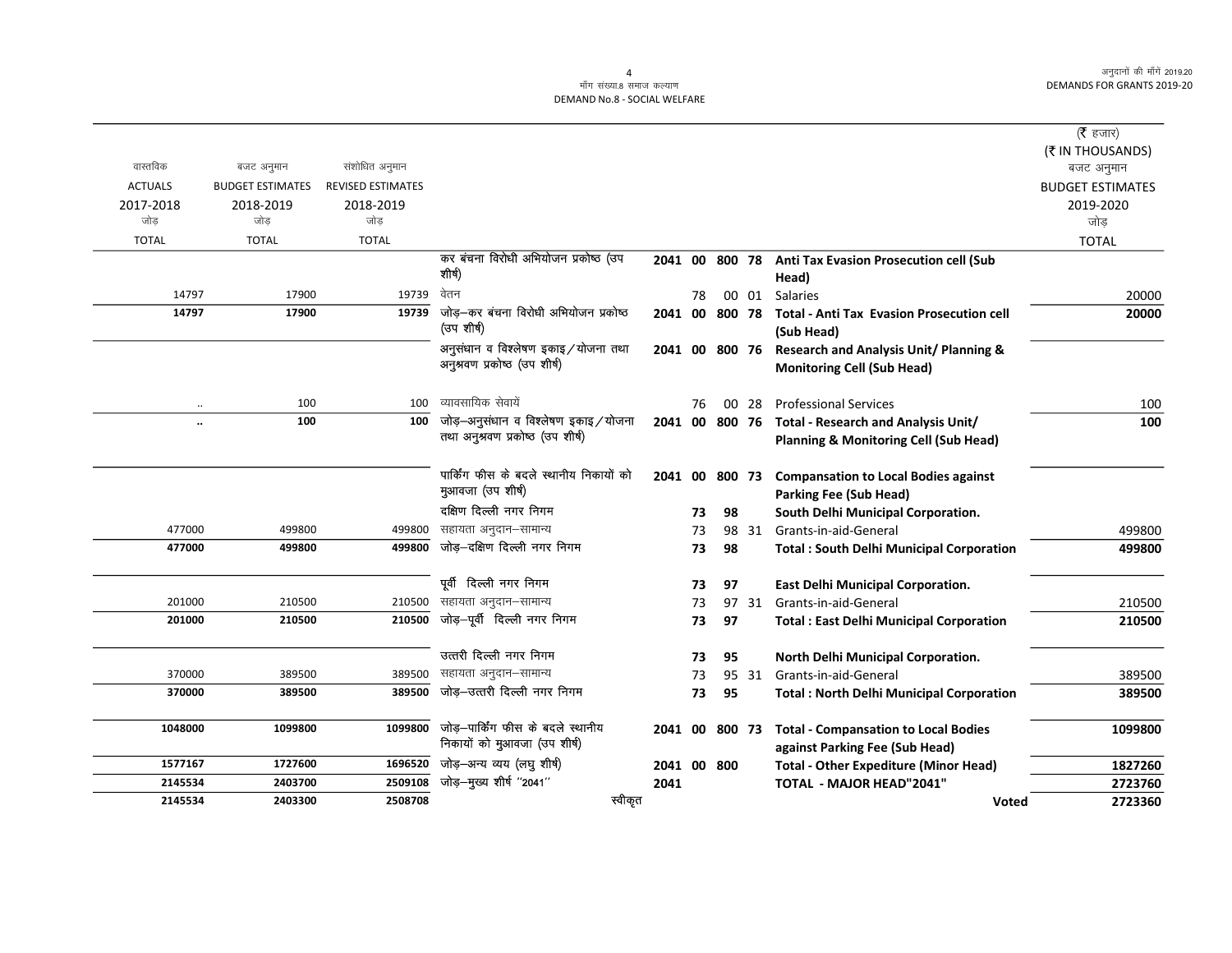| वास्तविक ACTUALS 2017-2018 जोड़ TOTAL | बजट अनुमान BUDGET ESTIMATES 2018-2019 जोड़ TOTAL | संशोधित अनुमान REVISED ESTIMATES 2018-2019 जोड़ TOTAL | | | | | | | (₹ हजार) (₹ IN THOUSANDS) बजट अनुमान BUDGET ESTIMATES 2019-2020 जोड़ TOTAL |
|---|---|---|---|---|---|---|---|---|---|
| | | | कर बंचना विरोधी अभियोजन प्रकोष्ठ (उप शीर्ष) | 2041 | 00 | 800 | 78 | **Anti Tax Evasion Prosecution cell (Sub Head)** | |
| 14797 | 17900 | 19739 | वेतन | | 78 | 00 | 01 | Salaries | 20000 |
| **14797** | **17900** | **19739** | जोड़–कर बंचना विरोधी अभियोजन प्रकोष्ठ (उप शीर्ष) | 2041 | 00 | 800 | 78 | **Total - Anti Tax Evasion Prosecution cell (Sub Head)** | **20000** |
| | | | अनुसंधान व विश्लेषण इकाइ/योजना तथा अनुश्रवण प्रकोष्ठ (उप शीर्ष) | 2041 | 00 | 800 | 76 | **Research and Analysis Unit/ Planning & Monitoring Cell (Sub Head)** | |
| .. | 100 | 100 | व्यावसायिक सेवायें | | 76 | 00 | 28 | Professional Services | 100 |
| **..** | **100** | **100** | जोड़–अनुसंधान व विश्लेषण इकाइ/योजना तथा अनुश्रवण प्रकोष्ठ (उप शीर्ष) | 2041 | 00 | 800 | 76 | **Total - Research and Analysis Unit/ Planning & Monitoring Cell (Sub Head)** | **100** |
| | | | पार्किंग फीस के बदले स्थानीय निकायों को मुआवजा (उप शीर्ष) | 2041 | 00 | 800 | 73 | **Compansation to Local Bodies against Parking Fee (Sub Head)** | |
| | | | दक्षिण दिल्ली नगर निगम | | 73 | 98 | | **South Delhi Municipal Corporation.** | |
| 477000 | 499800 | 499800 | सहायता अनुदान–सामान्य | | 73 | 98 | 31 | Grants-in-aid-General | 499800 |
| **477000** | **499800** | **499800** | जोड़–दक्षिण दिल्ली नगर निगम | | 73 | 98 | | **Total : South Delhi Municipal Corporation** | **499800** |
| | | | पूर्वी दिल्ली नगर निगम | | 73 | 97 | | **East Delhi Municipal Corporation.** | |
| 201000 | 210500 | 210500 | सहायता अनुदान–सामान्य | | 73 | 97 | 31 | Grants-in-aid-General | 210500 |
| **201000** | **210500** | **210500** | जोड़–पूर्वी दिल्ली नगर निगम | | 73 | 97 | | **Total : East Delhi Municipal Corporation** | **210500** |
| | | | उत्तरी दिल्ली नगर निगम | | 73 | 95 | | **North Delhi Municipal Corporation.** | |
| 370000 | 389500 | 389500 | सहायता अनुदान–सामान्य | | 73 | 95 | 31 | Grants-in-aid-General | 389500 |
| **370000** | **389500** | **389500** | जोड़–उत्तरी दिल्ली नगर निगम | | 73 | 95 | | **Total : North Delhi Municipal Corporation** | **389500** |
| **1048000** | **1099800** | **1099800** | जोड़–पार्किंग फीस के बदले स्थानीय निकायों को मुआवजा (उप शीर्ष) | 2041 | 00 | 800 | 73 | **Total - Compansation to Local Bodies against Parking Fee (Sub Head)** | **1099800** |
| **1577167** | **1727600** | **1696520** | जोड़–अन्य व्यय (लघु शीर्ष) | 2041 | 00 | 800 | | **Total - Other Expediture (Minor Head)** | **1827260** |
| **2145534** | **2403700** | **2509108** | जोड़–मुख्य शीर्ष "2041" | 2041 | | | | **TOTAL - MAJOR HEAD"2041"** | **2723760** |
| **2145534** | **2403300** | **2508708** | स्वीकृत | | | | | **Voted** | **2723360** |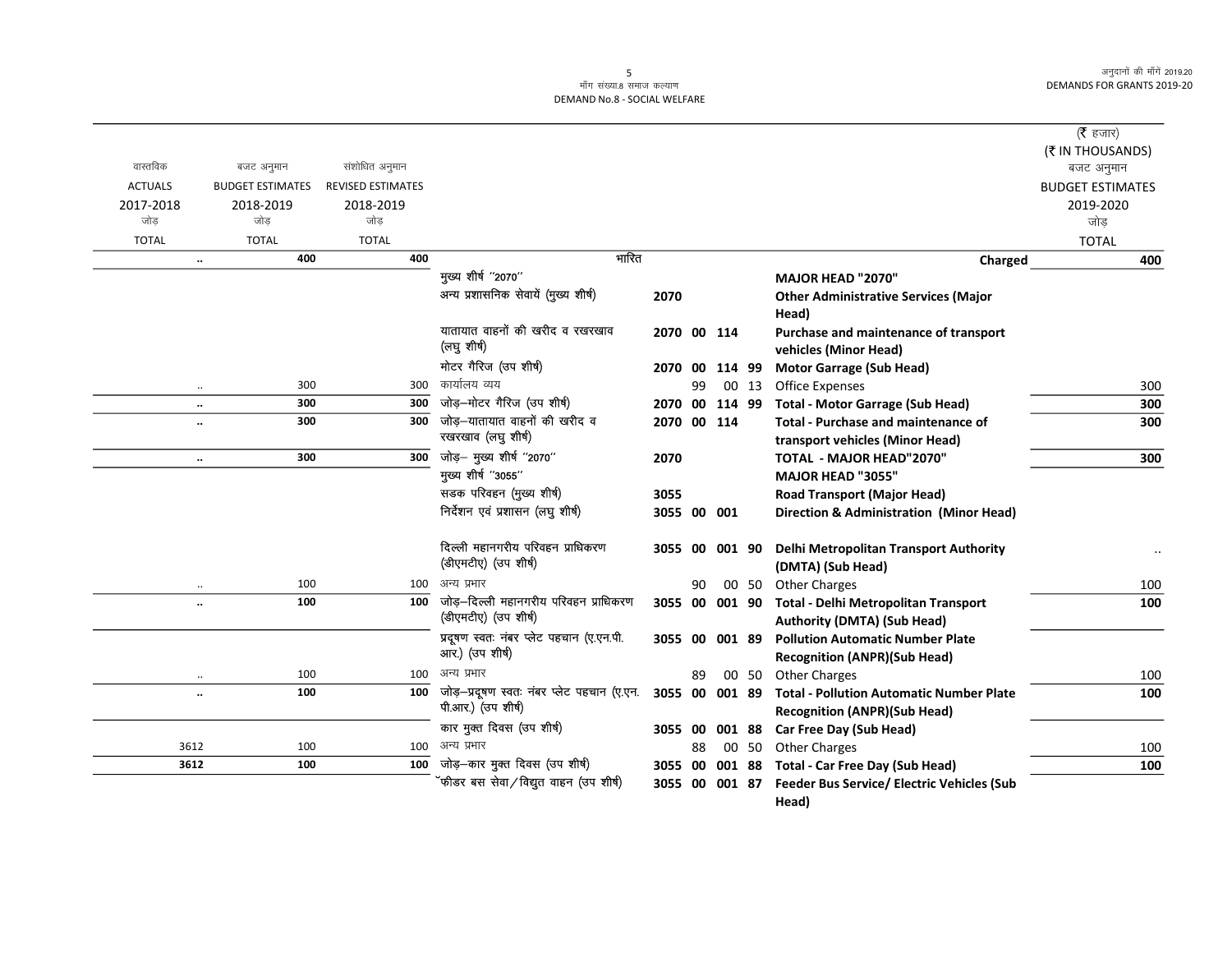मॉंग संख्या.8 समाज कल्याण
DEMAND No.8 - SOCIAL WELFARE

| वास्तविक ACTUALS 2017-2018 जोड़ TOTAL | बजट अनुमान BUDGET ESTIMATES 2018-2019 जोड़ TOTAL | संशोधित अनुमान REVISED ESTIMATES 2018-2019 जोड़ TOTAL | | | | | | | (₹ हजार) (₹ IN THOUSANDS) बजट अनुमान BUDGET ESTIMATES 2019-2020 जोड़ TOTAL |
|---|---|---|---|---|---|---|---|---|---|
| .. | 400 | 400 | भारित | | | | | Charged | 400 |
| | | | मुख्य शीर्ष ''2070'' | | | | | MAJOR HEAD "2070" | |
| | | | अन्य प्रशासनिक सेवायें (मुख्य शीर्ष) | 2070 | | | | Other Administrative Services (Major Head) | |
| | | | यातायात वाहनों की खरीद व रखरखाव (लघु शीर्ष) | 2070 | 00 | 114 | | Purchase and maintenance of transport vehicles (Minor Head) | |
| | | | मोटर गैरिज (उप शीर्ष) | 2070 | 00 | 114 | 99 | Motor Garrage (Sub Head) | |
| .. | 300 | 300 | कार्यालय व्यय | | 99 | 00 | 13 | Office Expenses | 300 |
| .. | 300 | 300 | जोड़–मोटर गैरिज (उप शीर्ष) | 2070 | 00 | 114 | 99 | Total - Motor Garrage (Sub Head) | 300 |
| .. | 300 | 300 | जोड़–यातायात वाहनों की खरीद व रखरखाव (लघु शीर्ष) | 2070 | 00 | 114 | | Total - Purchase and maintenance of transport vehicles (Minor Head) | 300 |
| .. | 300 | 300 | जोड़– मुख्य शीर्ष ''2070'' | 2070 | | | | TOTAL - MAJOR HEAD"2070" | 300 |
| | | | मुख्य शीर्ष ''3055'' | | | | | MAJOR HEAD "3055" | |
| | | | सडक परिवहन (मुख्य शीर्ष) | 3055 | | | | Road Transport (Major Head) | |
| | | | निर्देशन एवं प्रशासन (लघु शीर्ष) | 3055 | 00 | 001 | | Direction & Administration (Minor Head) | |
| | | | दिल्ली महानगरीय परिवहन प्राधिकरण (डीएमटीए) (उप शीर्ष) | 3055 | 00 | 001 | 90 | Delhi Metropolitan Transport Authority (DMTA) (Sub Head) | .. |
| .. | 100 | 100 | अन्य प्रभार | | 90 | 00 | 50 | Other Charges | 100 |
| .. | 100 | 100 | जोड़–दिल्ली महानगरीय परिवहन प्राधिकरण (डीएमटीए) (उप शीर्ष) | 3055 | 00 | 001 | 90 | Total - Delhi Metropolitan Transport Authority (DMTA) (Sub Head) | 100 |
| | | | प्रदूषण स्वतः नंबर प्लेट पहचान (ए.एन.पी. आर.) (उप शीर्ष) | 3055 | 00 | 001 | 89 | Pollution Automatic Number Plate Recognition (ANPR)(Sub Head) | |
| .. | 100 | 100 | अन्य प्रभार | | 89 | 00 | 50 | Other Charges | 100 |
| .. | 100 | 100 | जोड़–प्रदूषण स्वतः नंबर प्लेट पहचान (ए.एन. पी.आर.) (उप शीर्ष) | 3055 | 00 | 001 | 89 | Total - Pollution Automatic Number Plate Recognition (ANPR)(Sub Head) | 100 |
| | | | कार मुक्त दिवस (उप शीर्ष) | 3055 | 00 | 001 | 88 | Car Free Day (Sub Head) | |
| 3612 | 100 | 100 | अन्य प्रभार | | 88 | 00 | 50 | Other Charges | 100 |
| 3612 | 100 | 100 | जोड़–कार मुक्त दिवस (उप शीर्ष) | 3055 | 00 | 001 | 88 | Total - Car Free Day (Sub Head) | 100 |
| | | | फीडर बस सेवा/विद्युत वाहन (उप शीर्ष) | 3055 | 00 | 001 | 87 | Feeder Bus Service/ Electric Vehicles (Sub Head) | |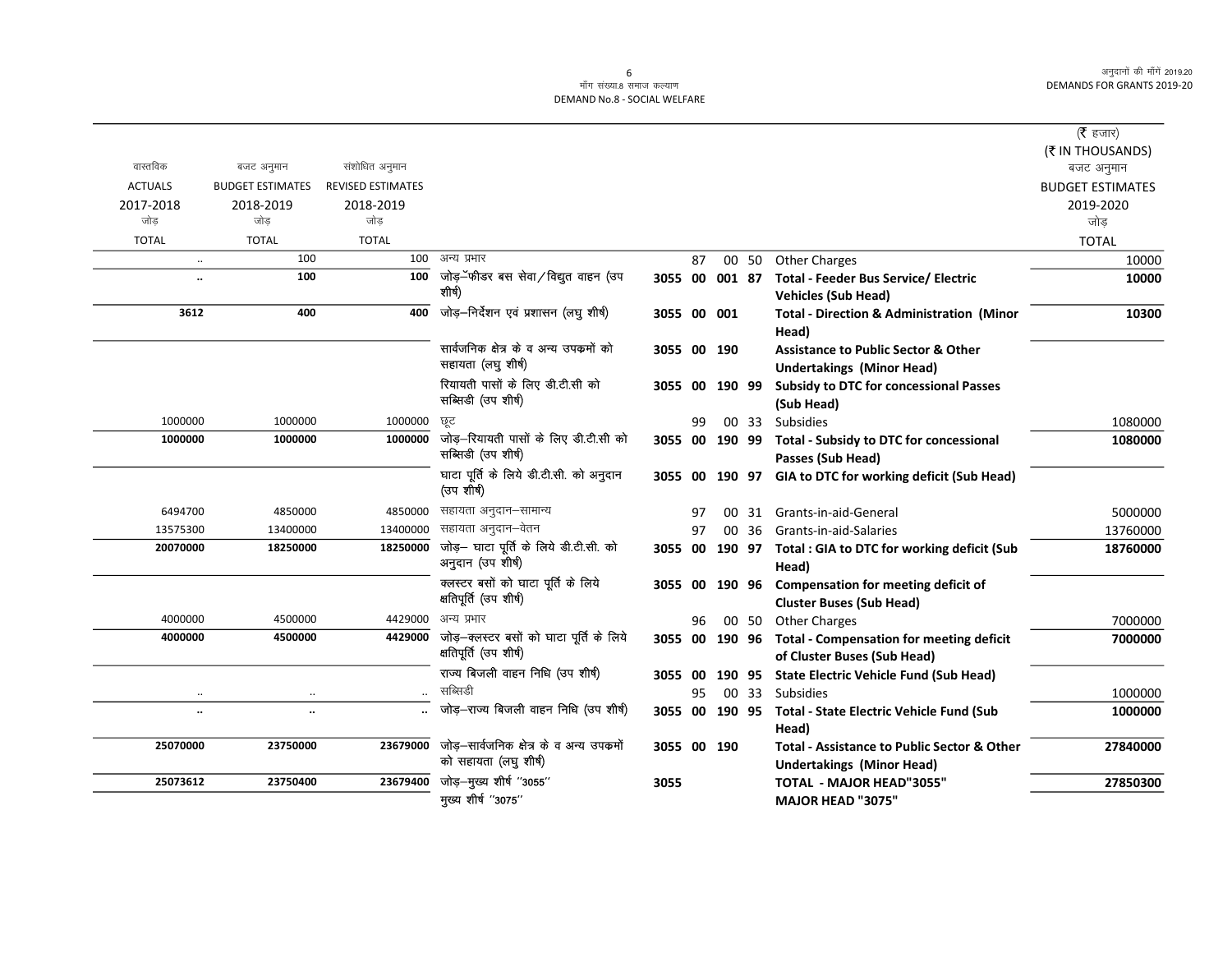| वास्तविक ACTUALS 2017-2018 जोड़ TOTAL | बजट अनुमान BUDGET ESTIMATES 2018-2019 जोड़ TOTAL | संशोधित अनुमान REVISED ESTIMATES 2018-2019 जोड़ TOTAL | | | | | | | (₹ हजार) (₹ IN THOUSANDS) बजट अनुमान BUDGET ESTIMATES 2019-2020 जोड़ TOTAL |
|---|---|---|---|---|---|---|---|---|---|
| .. | 100 | 100 | अन्य प्रभार | | | 87 | 00 50 | Other Charges | 10000 |
| **..** | **100** | **100** | जोड़–फीडर बस सेवा/विद्युत वाहन (उप शीर्ष) | **3055** | **00** | **001** | **87** | **Total - Feeder Bus Service/ Electric Vehicles (Sub Head)** | **10000** |
| **3612** | **400** | **400** | जोड़–निर्देशन एवं प्रशासन (लघु शीर्ष) | **3055** | **00** | **001** | | **Total - Direction & Administration (Minor Head)** | **10300** |
| | | | सार्वजनिक क्षेत्र के व अन्य उपकमों को सहायता (लघु शीर्ष) | **3055** | **00** | **190** | | **Assistance to Public Sector & Other Undertakings (Minor Head)** | |
| | | | रियायती पासों के लिए डी.टी.सी को सब्सिडी (उप शीर्ष) | **3055** | **00** | **190** | **99** | **Subsidy to DTC for concessional Passes (Sub Head)** | |
| 1000000 | 1000000 | 1000000 | छूट | | | 99 | 00 33 | Subsidies | 1080000 |
| **1000000** | **1000000** | **1000000** | जोड़–रियायती पासों के लिए डी.टी.सी को सब्सिडी (उप शीर्ष) | **3055** | **00** | **190** | **99** | **Total - Subsidy to DTC for concessional Passes (Sub Head)** | **1080000** |
| | | | घाटा पूर्ति के लिये डी.टी.सी. को अनुदान (उप शीर्ष) | **3055** | **00** | **190** | **97** | **GIA to DTC for working deficit (Sub Head)** | |
| 6494700 | 4850000 | 4850000 | सहायता अनुदान–सामान्य | | | 97 | 00 31 | Grants-in-aid-General | 5000000 |
| 13575300 | 13400000 | 13400000 | सहायता अनुदान–वेतन | | | 97 | 00 36 | Grants-in-aid-Salaries | 13760000 |
| **20070000** | **18250000** | **18250000** | जोड़– घाटा पूर्ति के लिये डी.टी.सी. को अनुदान (उप शीर्ष) | **3055** | **00** | **190** | **97** | **Total : GIA to DTC for working deficit (Sub Head)** | **18760000** |
| | | | क्लस्टर बसों को घाटा पूर्ति के लिये क्षतिपूर्ति (उप शीर्ष) | **3055** | **00** | **190** | **96** | **Compensation for meeting deficit of Cluster Buses (Sub Head)** | |
| 4000000 | 4500000 | 4429000 | अन्य प्रभार | | | 96 | 00 50 | Other Charges | 7000000 |
| **4000000** | **4500000** | **4429000** | जोड़–क्लस्टर बसों को घाटा पूर्ति के लिये क्षतिपूर्ति (उप शीर्ष) | **3055** | **00** | **190** | **96** | **Total - Compensation for meeting deficit of Cluster Buses (Sub Head)** | **7000000** |
| | | | राज्य बिजली वाहन निधि (उप शीर्ष) | **3055** | **00** | **190** | **95** | **State Electric Vehicle Fund (Sub Head)** | |
| .. | .. | .. | सब्सिडी | | | 95 | 00 33 | Subsidies | 1000000 |
| **..** | **..** | **..** | जोड़–राज्य बिजली वाहन निधि (उप शीर्ष) | **3055** | **00** | **190** | **95** | **Total - State Electric Vehicle Fund (Sub Head)** | **1000000** |
| **25070000** | **23750000** | **23679000** | जोड़–सार्वजनिक क्षेत्र के व अन्य उपकमों को सहायता (लघु शीर्ष) | **3055** | **00** | **190** | | **Total - Assistance to Public Sector & Other Undertakings (Minor Head)** | **27840000** |
| **25073612** | **23750400** | **23679400** | जोड़–मुख्य शीर्ष "3055" | **3055** | | | | **TOTAL - MAJOR HEAD"3055"** | **27850300** |
| | | | मुख्य शीर्ष "3075" | | | | | **MAJOR HEAD "3075"** | |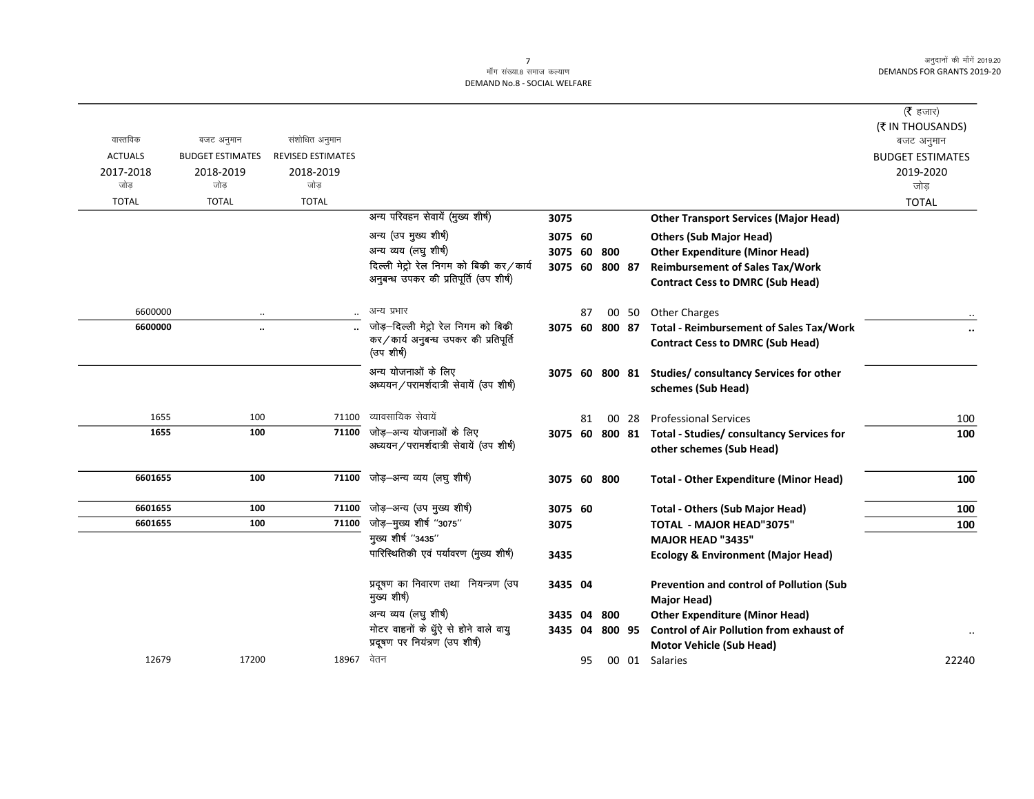माँग संख्या.8 समाज कल्याण
DEMAND No.8 - SOCIAL WELFARE

(₹ हजार)
(₹ IN THOUSANDS)

| वास्तविक ACTUALS 2017-2018 जोड़ TOTAL | बजट अनुमान BUDGET ESTIMATES 2018-2019 जोड़ TOTAL | संशोधित अनुमान REVISED ESTIMATES 2018-2019 जोड़ TOTAL | | | | | | | बजट अनुमान BUDGET ESTIMATES 2019-2020 जोड़ TOTAL |
|---|---|---|---|---|---|---|---|---|---|
| | | | अन्य परिवहन सेवायें (मुख्य शीर्ष) | 3075 | | | | **Other Transport Services (Major Head)** | |
| | | | अन्य (उप मुख्य शीर्ष) | 3075 | 60 | | | **Others (Sub Major Head)** | |
| | | | अन्य व्यय (लघु शीर्ष) | 3075 | 60 | 800 | | **Other Expenditure (Minor Head)** | |
| | | | दिल्ली मेट्रो रेल निगम को बिक्री कर/कार्य अनुबन्ध उपकर की प्रतिपूर्ति (उप शीर्ष) | 3075 | 60 | 800 | 87 | **Reimbursement of Sales Tax/Work Contract Cess to DMRC (Sub Head)** | |
| 6600000 | .. | .. | अन्य प्रभार | | 87 | 00 | 50 | Other Charges | .. |
| **6600000** | **..** | **..** | जोड़–दिल्ली मेट्रो रेल निगम को बिक्री कर/कार्य अनुबन्ध उपकर की प्रतिपूर्ति (उप शीर्ष) | 3075 | 60 | 800 | 87 | **Total - Reimbursement of Sales Tax/Work Contract Cess to DMRC (Sub Head)** | **..** |
| | | | अन्य योजनाओं के लिए अध्ययन/परामर्शदात्री सेवायें (उप शीर्ष) | 3075 | 60 | 800 | 81 | **Studies/ consultancy Services for other schemes (Sub Head)** | |
| 1655 | 100 | 71100 | व्यावसायिक सेवायें | | 81 | 00 | 28 | Professional Services | 100 |
| **1655** | **100** | **71100** | जोड़–अन्य योजनाओं के लिए अध्ययन/परामर्शदात्री सेवायें (उप शीर्ष) | 3075 | 60 | 800 | 81 | **Total - Studies/ consultancy Services for other schemes (Sub Head)** | **100** |
| **6601655** | **100** | **71100** | जोड़–अन्य व्यय (लघु शीर्ष) | 3075 | 60 | 800 | | **Total - Other Expenditure (Minor Head)** | **100** |
| **6601655** | **100** | **71100** | जोड़–अन्य (उप मुख्य शीर्ष) | 3075 | 60 | | | **Total - Others (Sub Major Head)** | **100** |
| **6601655** | **100** | **71100** | जोड़–मुख्य शीर्ष "3075" | 3075 | | | | **TOTAL - MAJOR HEAD"3075"** | **100** |
| | | | मुख्य शीर्ष "3435" | | | | | **MAJOR HEAD "3435"** | |
| | | | पारिस्थितिकी एवं पर्यावरण (मुख्य शीर्ष) | 3435 | | | | **Ecology & Environment (Major Head)** | |
| | | | प्रदूषण का निवारण तथा नियन्त्रण (उप मुख्य शीर्ष) | 3435 | 04 | | | **Prevention and control of Pollution (Sub Major Head)** | |
| | | | अन्य व्यय (लघु शीर्ष) | 3435 | 04 | 800 | | **Other Expenditure (Minor Head)** | |
| | | | मोटर वाहनों के धुंऐ से होने वाले वायु प्रदूषण पर नियंत्रण (उप शीर्ष) | 3435 | 04 | 800 | 95 | **Control of Air Pollution from exhaust of Motor Vehicle (Sub Head)** | .. |
| 12679 | 17200 | 18967 | वेतन | | 95 | 00 | 01 | Salaries | 22240 |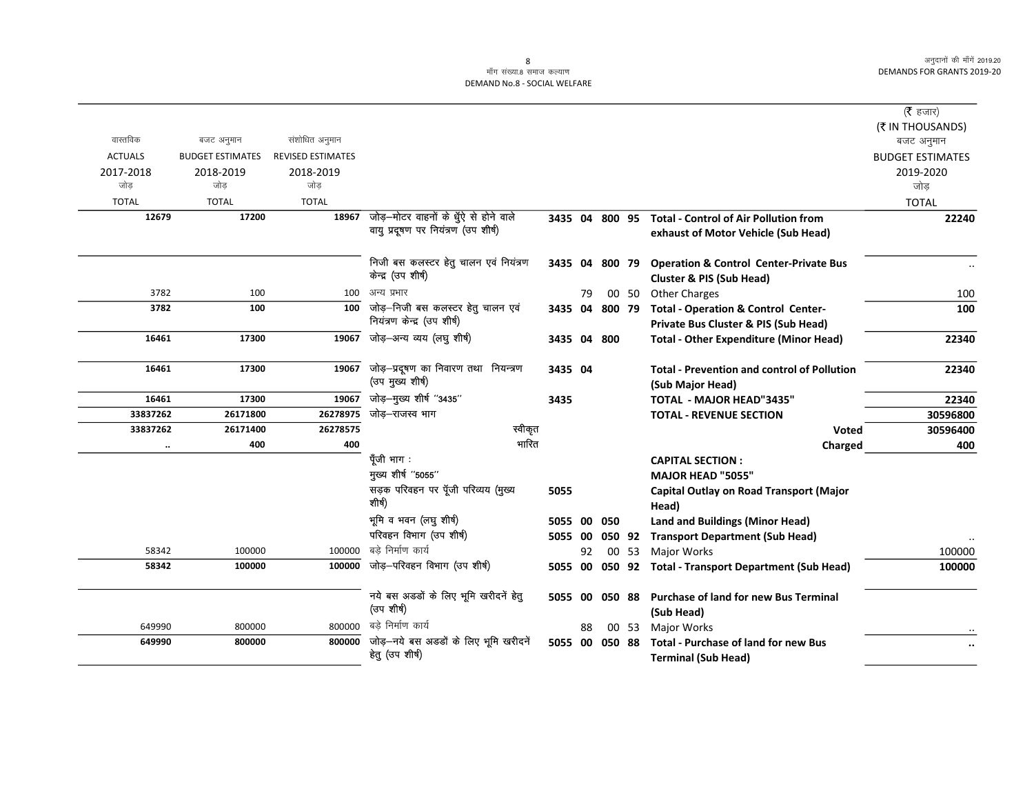माँग संख्या.8 समाज कल्याण
DEMAND No.8 - SOCIAL WELFARE

अनुदानों की माँगें 2019.20
DEMANDS FOR GRANTS 2019-20

| वास्तविक ACTUALS 2017-2018 जोड़ TOTAL | बजट अनुमान BUDGET ESTIMATES 2018-2019 जोड़ TOTAL | संशोधित अनुमान REVISED ESTIMATES 2018-2019 जोड़ TOTAL | | | | | | | (₹ हजार) (₹ IN THOUSANDS) बजट अनुमान BUDGET ESTIMATES 2019-2020 जोड़ TOTAL |
|---|---|---|---|---|---|---|---|---|---|
| 12679 | 17200 | 18967 | जोड़–मोटर वाहनों के धुँऐ से होने वाले वायु प्रदूषण पर नियंत्रण (उप शीर्ष) | 3435 | 04 | 800 | 95 | **Total - Control of Air Pollution from exhaust of Motor Vehicle (Sub Head)** | 22240 |
| | | | निजी बस कलस्टर हेतु चालन एवं नियंत्रण केन्द्र (उप शीर्ष) | 3435 | 04 | 800 | 79 | **Operation & Control Center-Private Bus Cluster & PIS (Sub Head)** | .. |
| 3782 | 100 | 100 | अन्य प्रभार | | 79 | 00 | 50 | Other Charges | 100 |
| 3782 | 100 | 100 | जोड़–निजी बस कलस्टर हेतु चालन एवं नियंत्रण केन्द्र (उप शीर्ष) | 3435 | 04 | 800 | 79 | **Total - Operation & Control Center-Private Bus Cluster & PIS (Sub Head)** | 100 |
| 16461 | 17300 | 19067 | जोड़–अन्य व्यय (लघु शीर्ष) | 3435 | 04 | 800 | | **Total - Other Expenditure (Minor Head)** | 22340 |
| 16461 | 17300 | 19067 | जोड़–प्रदूषण का निवारण तथा नियन्त्रण (उप मुख्य शीर्ष) | 3435 | 04 | | | **Total - Prevention and control of Pollution (Sub Major Head)** | 22340 |
| 16461 | 17300 | 19067 | जोड़–मुख्य शीर्ष "3435" | 3435 | | | | **TOTAL - MAJOR HEAD"3435"** | 22340 |
| 33837262 | 26171800 | 26278975 | जोड़–राजस्व भाग | | | | | **TOTAL - REVENUE SECTION** | 30596800 |
| 33837262 | 26171400 | 26278575 | स्वीकृत | | | | | **Voted** | 30596400 |
| .. | 400 | 400 | भारित | | | | | **Charged** | 400 |
| | | | पूँजी भाग : | | | | | **CAPITAL SECTION :** | |
| | | | मुख्य शीर्ष "5055" | | | | | **MAJOR HEAD "5055"** | |
| | | | सड़क परिवहन पर पूँजी परिव्यय (मुख्य शीर्ष) | 5055 | | | | **Capital Outlay on Road Transport (Major Head)** | |
| | | | भूमि व भवन (लघु शीर्ष) | 5055 | 00 | 050 | | **Land and Buildings (Minor Head)** | |
| | | | परिवहन विभाग (उप शीर्ष) | 5055 | 00 | 050 | 92 | **Transport Department (Sub Head)** | .. |
| 58342 | 100000 | 100000 | बड़े निर्माण कार्य | | 92 | 00 | 53 | Major Works | 100000 |
| 58342 | 100000 | 100000 | जोड़–परिवहन विभाग (उप शीर्ष) | 5055 | 00 | 050 | 92 | **Total - Transport Department (Sub Head)** | 100000 |
| | | | नये बस अडडों के लिए भूमि खरीदनें हेतु (उप शीर्ष) | 5055 | 00 | 050 | 88 | **Purchase of land for new Bus Terminal (Sub Head)** | |
| 649990 | 800000 | 800000 | बड़े निर्माण कार्य | | 88 | 00 | 53 | Major Works | .. |
| 649990 | 800000 | 800000 | जोड़–नये बस अडडों के लिए भूमि खरीदनें हेतु (उप शीर्ष) | 5055 | 00 | 050 | 88 | **Total - Purchase of land for new Bus Terminal (Sub Head)** | .. |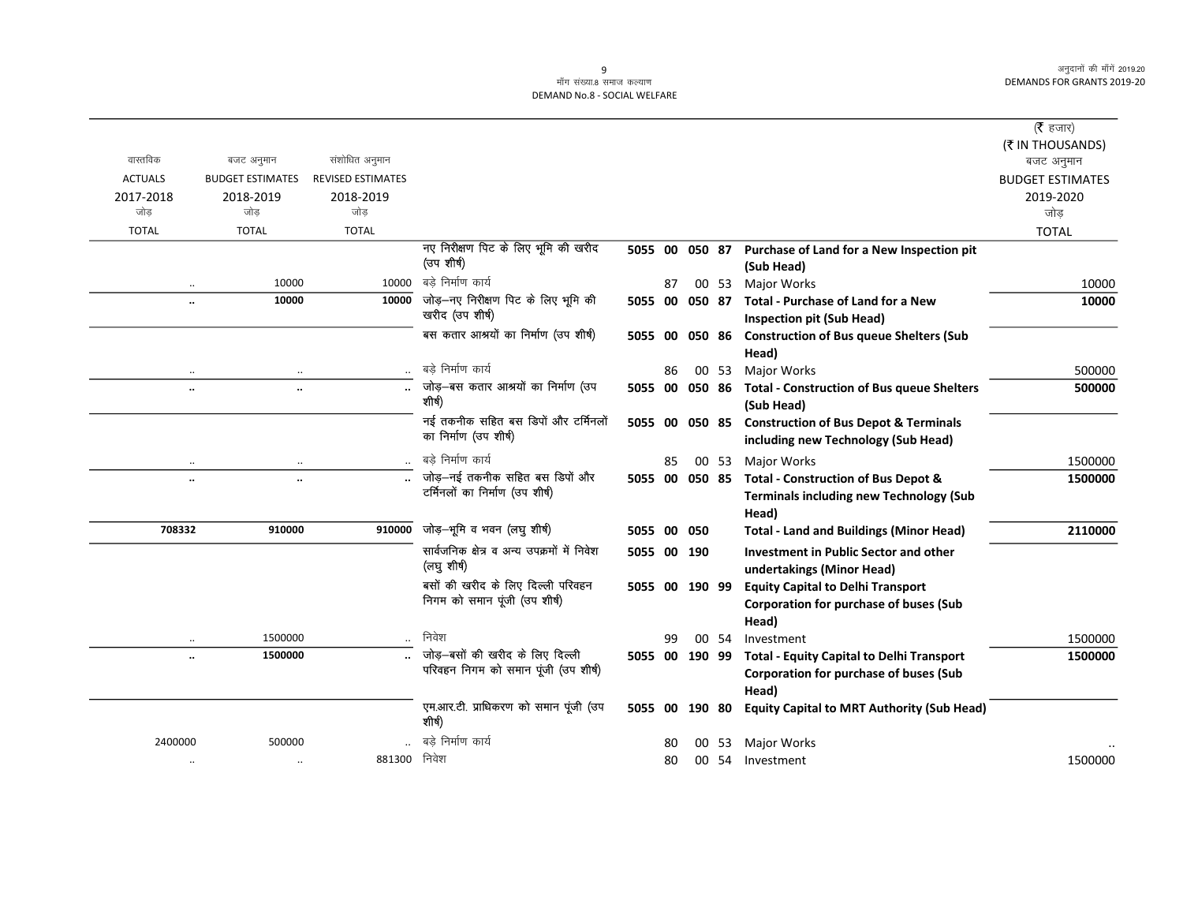| वास्तविक ACTUALS 2017-2018 जोड़ TOTAL | बजट अनुमान BUDGET ESTIMATES 2018-2019 जोड़ TOTAL | संशोधित अनुमान REVISED ESTIMATES 2018-2019 जोड़ TOTAL | | | | | | | (₹ हजार) (₹ IN THOUSANDS) बजट अनुमान BUDGET ESTIMATES 2019-2020 जोड़ TOTAL |
|---|---|---|---|---|---|---|---|---|---|
| | | | नए निरीक्षण पिट के लिए भूमि की खरीद (उप शीर्ष) | 5055 | 00 | 050 | 87 | **Purchase of Land for a New Inspection pit (Sub Head)** | |
| .. | 10000 | 10000 | बड़े निर्माण कार्य | | 87 | 00 | 53 | Major Works | 10000 |
| **..** | **10000** | **10000** | जोड़–नए निरीक्षण पिट के लिए भूमि की खरीद (उप शीर्ष) | 5055 | 00 | 050 | 87 | **Total - Purchase of Land for a New Inspection pit (Sub Head)** | **10000** |
| | | | बस कतार आश्रयों का निर्माण (उप शीर्ष) | 5055 | 00 | 050 | 86 | **Construction of Bus queue Shelters (Sub Head)** | |
| .. | .. | .. | बड़े निर्माण कार्य | | 86 | 00 | 53 | Major Works | 500000 |
| **..** | **..** | **..** | जोड़–बस कतार आश्रयों का निर्माण (उप शीर्ष) | 5055 | 00 | 050 | 86 | **Total - Construction of Bus queue Shelters (Sub Head)** | **500000** |
| | | | नई तकनीक सहित बस डिपों और टर्मिनलों का निर्माण (उप शीर्ष) | 5055 | 00 | 050 | 85 | **Construction of Bus Depot & Terminals including new Technology (Sub Head)** | |
| .. | .. | .. | बड़े निर्माण कार्य | | 85 | 00 | 53 | Major Works | 1500000 |
| **..** | **..** | **..** | जोड़–नई तकनीक सहित बस डिपों और टर्मिनलों का निर्माण (उप शीर्ष) | 5055 | 00 | 050 | 85 | **Total - Construction of Bus Depot & Terminals including new Technology (Sub Head)** | **1500000** |
| **708332** | **910000** | **910000** | जोड़–भूमि व भवन (लघु शीर्ष) | 5055 | 00 | 050 | | **Total - Land and Buildings (Minor Head)** | **2110000** |
| | | | सार्वजनिक क्षेत्र व अन्य उपक्रमों में निवेश (लघु शीर्ष) | 5055 | 00 | 190 | | **Investment in Public Sector and other undertakings (Minor Head)** | |
| | | | बसों की खरीद के लिए दिल्ली परिवहन निगम को समान पूंजी (उप शीर्ष) | 5055 | 00 | 190 | 99 | **Equity Capital to Delhi Transport Corporation for purchase of buses (Sub Head)** | |
| .. | 1500000 | .. | निवेश | | 99 | 00 | 54 | Investment | 1500000 |
| **..** | **1500000** | **..** | जोड़–बसों की खरीद के लिए दिल्ली परिवहन निगम को समान पूंजी (उप शीर्ष) | 5055 | 00 | 190 | 99 | **Total - Equity Capital to Delhi Transport Corporation for purchase of buses (Sub Head)** | **1500000** |
| | | | एम.आर.टी. प्राधिकरण को समान पूंजी (उप शीर्ष) | 5055 | 00 | 190 | 80 | **Equity Capital to MRT Authority (Sub Head)** | |
| 2400000 | 500000 | .. | बड़े निर्माण कार्य | | 80 | 00 | 53 | Major Works | .. |
| .. | .. | 881300 | निवेश | | 80 | 00 | 54 | Investment | 1500000 |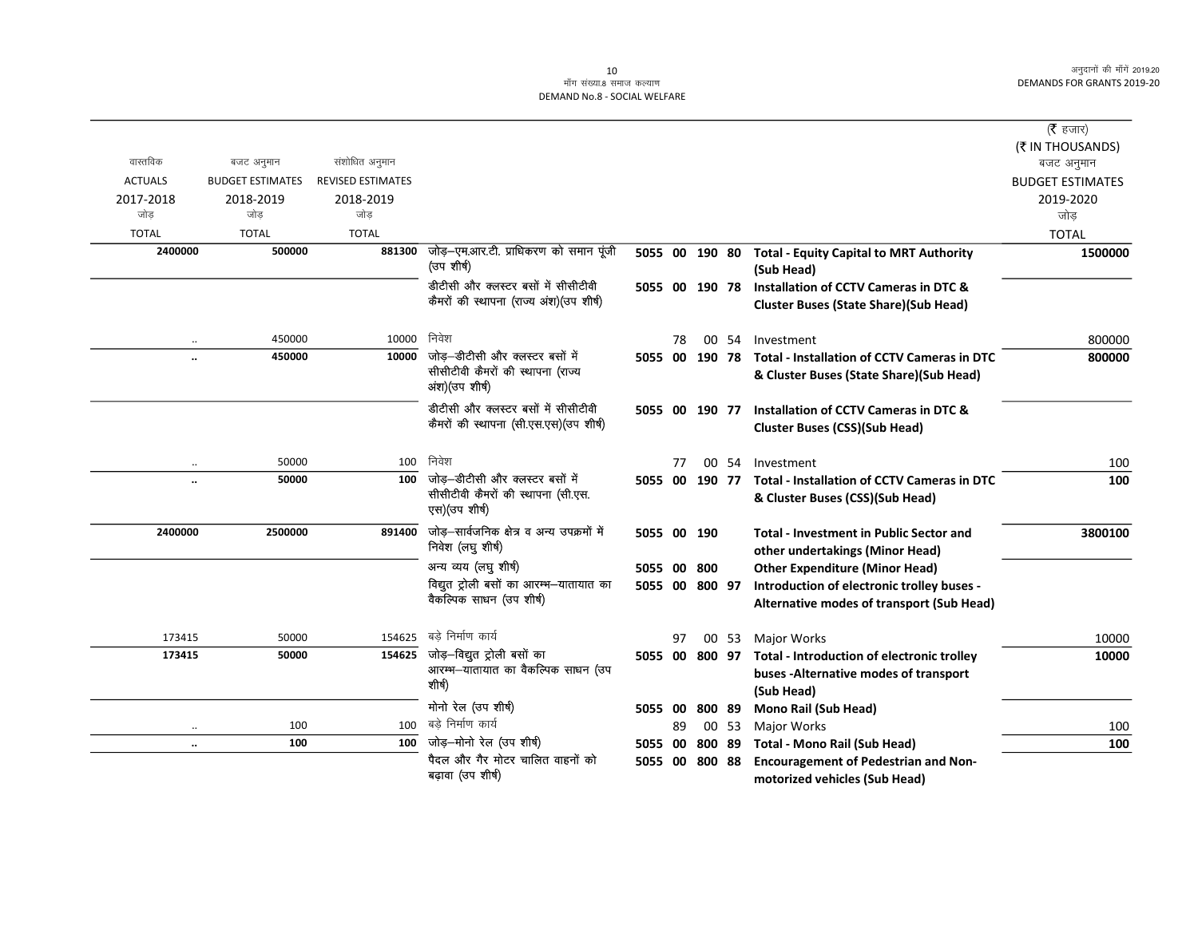मॉंग संख्या.8 समाज कल्याण
DEMAND No.8 - SOCIAL WELFARE

अनुदानों की मॉंगें 2019.20
DEMANDS FOR GRANTS 2019-20

(₹ हजार)
(₹ IN THOUSANDS)

| वास्तविक ACTUALS 2017-2018 जोड़ TOTAL | बजट अनुमान BUDGET ESTIMATES 2018-2019 जोड़ TOTAL | संशोधित अनुमान REVISED ESTIMATES 2018-2019 जोड़ TOTAL | | | | | | | बजट अनुमान BUDGET ESTIMATES 2019-2020 जोड़ TOTAL |
|---|---|---|---|---|---|---|---|---|---|
| **2400000** | **500000** | **881300** | जोड़–एम.आर.टी. प्राधिकरण को समान पूंजी (उप शीर्ष) | **5055** | **00** | **190** | **80** | **Total - Equity Capital to MRT Authority (Sub Head)** | **1500000** |
| | | | डीटीसी और क्लस्टर बसों में सीसीटीवी कैमरों की स्थापना (राज्य अंश)(उप शीर्ष) | **5055** | **00** | **190** | **78** | **Installation of CCTV Cameras in DTC & Cluster Buses (State Share)(Sub Head)** | |
| .. | 450000 | 10000 | निवेश | | 78 | 00 | 54 | Investment | 800000 |
| **..** | **450000** | **10000** | जोड़–डीटीसी और क्लस्टर बसों में सीसीटीवी कैमरों की स्थापना (राज्य अंश)(उप शीर्ष) | **5055** | **00** | **190** | **78** | **Total - Installation of CCTV Cameras in DTC & Cluster Buses (State Share)(Sub Head)** | **800000** |
| | | | डीटीसी और क्लस्टर बसों में सीसीटीवी कैमरों की स्थापना (सी.एस.एस)(उप शीर्ष) | **5055** | **00** | **190** | **77** | **Installation of CCTV Cameras in DTC & Cluster Buses (CSS)(Sub Head)** | |
| .. | 50000 | 100 | निवेश | | 77 | 00 | 54 | Investment | 100 |
| **..** | **50000** | **100** | जोड़–डीटीसी और क्लस्टर बसों में सीसीटीवी कैमरों की स्थापना (सी.एस.एस)(उप शीर्ष) | **5055** | **00** | **190** | **77** | **Total - Installation of CCTV Cameras in DTC & Cluster Buses (CSS)(Sub Head)** | **100** |
| **2400000** | **2500000** | **891400** | जोड़–सार्वजनिक क्षेत्र व अन्य उपक्रमों में निवेश (लघु शीर्ष) | **5055** | **00** | **190** | | **Total - Investment in Public Sector and other undertakings (Minor Head)** | **3800100** |
| | | | अन्य व्यय (लघु शीर्ष) | **5055** | **00** | **800** | | **Other Expenditure (Minor Head)** | |
| | | | विद्युत ट्रोली बसों का आरम्भ–यातायात का वैकल्पिक साधन (उप शीर्ष) | **5055** | **00** | **800** | **97** | **Introduction of electronic trolley buses - Alternative modes of transport (Sub Head)** | |
| 173415 | 50000 | 154625 | बड़े निर्माण कार्य | | 97 | 00 | 53 | Major Works | 10000 |
| **173415** | **50000** | **154625** | जोड़–विद्युत ट्रोली बसों का आरम्भ–यातायात का वैकल्पिक साधन (उप शीर्ष) | **5055** | **00** | **800** | **97** | **Total - Introduction of electronic trolley buses -Alternative modes of transport (Sub Head)** | **10000** |
| | | | मोनो रेल (उप शीर्ष) | **5055** | **00** | **800** | **89** | **Mono Rail (Sub Head)** | |
| .. | 100 | 100 | बड़े निर्माण कार्य | | 89 | 00 | 53 | Major Works | 100 |
| **..** | **100** | **100** | जोड़–मोनो रेल (उप शीर्ष) | **5055** | **00** | **800** | **89** | **Total - Mono Rail (Sub Head)** | **100** |
| | | | पैदल और गैर मोटर चालित वाहनों को बढ़ावा (उप शीर्ष) | **5055** | **00** | **800** | **88** | **Encouragement of Pedestrian and Non-motorized vehicles (Sub Head)** | |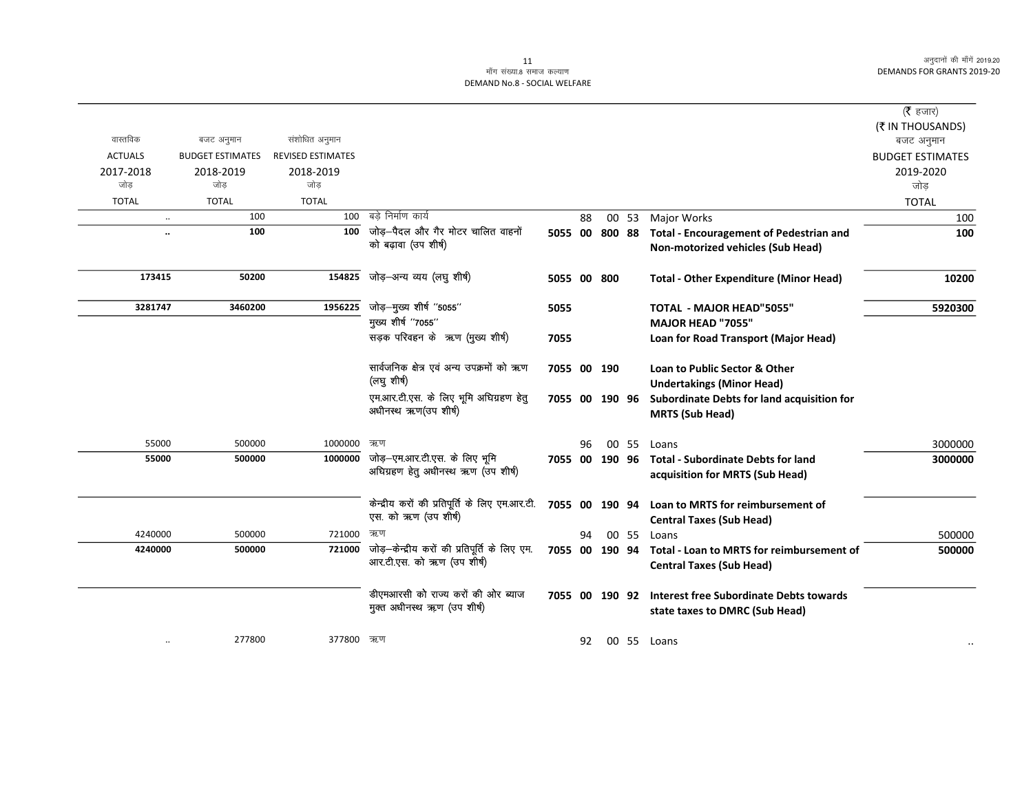(₹ हजार)
(₹ IN THOUSANDS)

| वास्तविक ACTUALS 2017-2018 जोड़ TOTAL | बजट अनुमान BUDGET ESTIMATES 2018-2019 जोड़ TOTAL | संशोधित अनुमान REVISED ESTIMATES 2018-2019 जोड़ TOTAL | | | | | | | बजट अनुमान BUDGET ESTIMATES 2019-2020 जोड़ TOTAL |
|---|---|---|---|---|---|---|---|---|---|
| .. | 100 | 100 | बड़े निर्माण कार्य | | 88 | 00 | 53 | Major Works | 100 |
| **..** | **100** | **100** | जोड़–पैदल और गैर मोटर चालित वाहनों को बढ़ावा (उप शीर्ष) | **5055** | **00** | **800** | **88** | **Total - Encouragement of Pedestrian and Non-motorized vehicles (Sub Head)** | **100** |
| **173415** | **50200** | **154825** | जोड़–अन्य व्यय (लघु शीर्ष) | **5055** | **00** | **800** | | **Total - Other Expenditure (Minor Head)** | **10200** |
| **3281747** | **3460200** | **1956225** | जोड़–मुख्य शीर्ष "5055" | **5055** | | | | **TOTAL - MAJOR HEAD"5055"** | **5920300** |
| | | | मुख्य शीर्ष "7055" | | | | | **MAJOR HEAD "7055"** | |
| | | | सड़क परिवहन के ऋण (मुख्य शीर्ष) | **7055** | | | | **Loan for Road Transport (Major Head)** | |
| | | | सार्वजनिक क्षेत्र एवं अन्य उपक्रमों को ऋण (लघु शीर्ष) | **7055** | **00** | **190** | | **Loan to Public Sector & Other Undertakings (Minor Head)** | |
| | | | एम.आर.टी.एस. के लिए भूमि अधिग्रहण हेतु अधीनस्थ ऋण(उप शीर्ष) | **7055** | **00** | **190** | **96** | **Subordinate Debts for land acquisition for MRTS (Sub Head)** | |
| 55000 | 500000 | 1000000 | ऋण | | 96 | 00 | 55 | Loans | 3000000 |
| **55000** | **500000** | **1000000** | जोड़–एम.आर.टी.एस. के लिए भूमि अधिग्रहण हेतु अधीनस्थ ऋण (उप शीर्ष) | **7055** | **00** | **190** | **96** | **Total - Subordinate Debts for land acquisition for MRTS (Sub Head)** | **3000000** |
| | | | केन्द्रीय करों की प्रतिपूर्ति के लिए एम.आर.टी. एस. को ऋण (उप शीर्ष) | **7055** | **00** | **190** | **94** | **Loan to MRTS for reimbursement of Central Taxes (Sub Head)** | |
| 4240000 | 500000 | 721000 | ऋण | | 94 | 00 | 55 | Loans | 500000 |
| **4240000** | **500000** | **721000** | जोड़–केन्द्रीय करों की प्रतिपूर्ति के लिए एम. आर.टी.एस. को ऋण (उप शीर्ष) | **7055** | **00** | **190** | **94** | **Total - Loan to MRTS for reimbursement of Central Taxes (Sub Head)** | **500000** |
| | | | डीएमआरसी को राज्य करों की ओर ब्याज मुक्त अधीनस्थ ऋण (उप शीर्ष) | **7055** | **00** | **190** | **92** | **Interest free Subordinate Debts towards state taxes to DMRC (Sub Head)** | |
| .. | 277800 | 377800 | ऋण | | 92 | 00 | 55 | Loans | .. |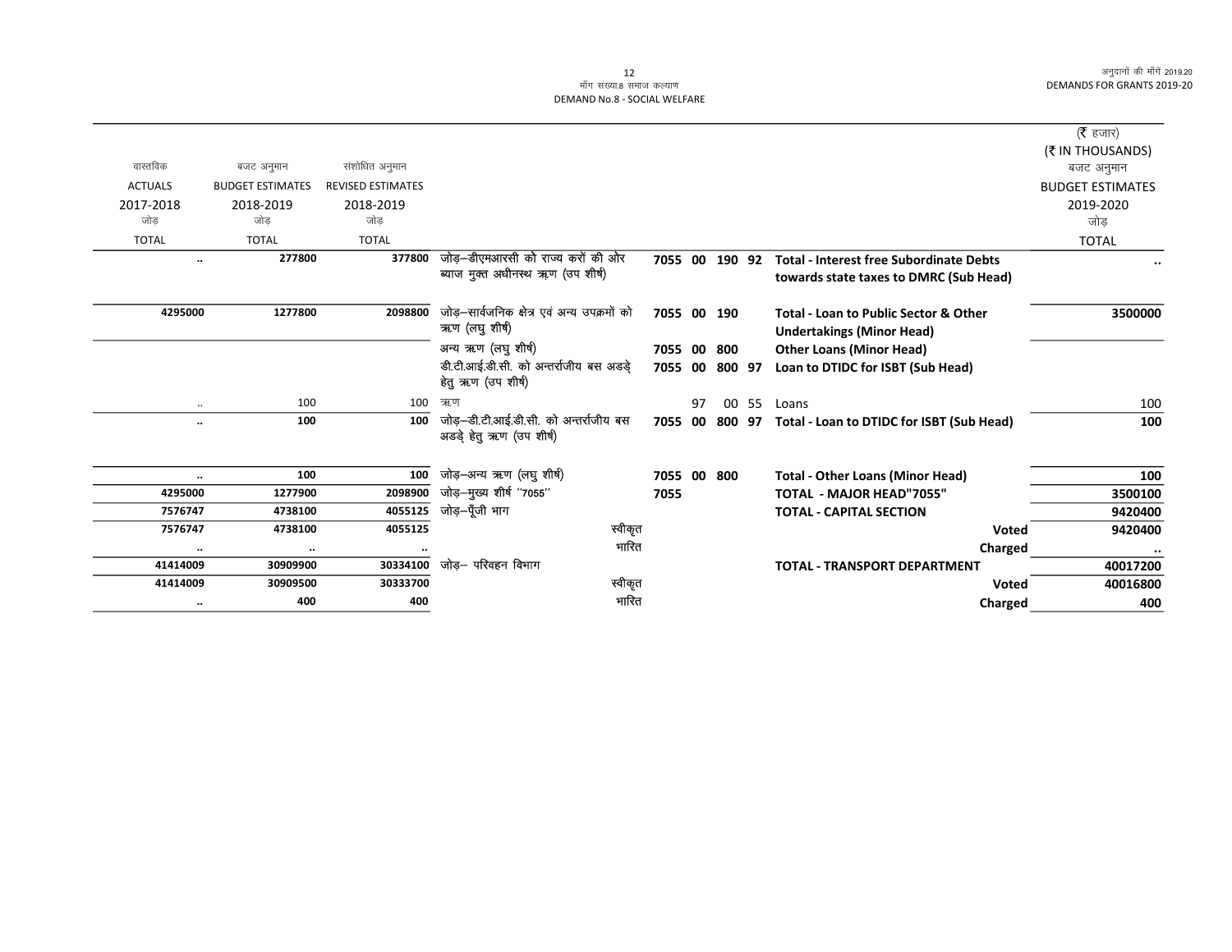| वास्तविक ACTUALS 2017-2018 जोड़ TOTAL | बजट अनुमान BUDGET ESTIMATES 2018-2019 जोड़ TOTAL | संशोधित अनुमान REVISED ESTIMATES 2018-2019 जोड़ TOTAL | | | | | | | (₹ हजार) (₹ IN THOUSANDS) बजट अनुमान BUDGET ESTIMATES 2019-2020 जोड़ TOTAL |
|---|---|---|---|---|---|---|---|---|---|
| .. | 277800 | 377800 | जोड़–डीएमआरसी को राज्य करों की ओर ब्याज मुक्त अधीनस्थ ऋण (उप शीर्ष) | 7055 | 00 | 190 | 92 | **Total - Interest free Subordinate Debts towards state taxes to DMRC (Sub Head)** | .. |
| 4295000 | 1277800 | 2098800 | जोड़–सार्वजनिक क्षेत्र एवं अन्य उपक्रमों को ऋण (लघु शीर्ष) | 7055 | 00 | 190 | | **Total - Loan to Public Sector & Other Undertakings (Minor Head)** | 3500000 |
| | | | अन्य ऋण (लघु शीर्ष) | 7055 | 00 | 800 | | **Other Loans (Minor Head)** | |
| | | | डी.टी.आई.डी.सी. को अन्तर्राजीय बस अडड़े हेतु ऋण (उप शीर्ष) | 7055 | 00 | 800 | 97 | **Loan to DTIDC for ISBT (Sub Head)** | |
| .. | 100 | 100 | ऋण | | 97 | 00 | 55 | Loans | 100 |
| .. | 100 | 100 | जोड़–डी.टी.आई.डी.सी. को अन्तर्राजीय बस अडड़े हेतु ऋण (उप शीर्ष) | 7055 | 00 | 800 | 97 | **Total - Loan to DTIDC for ISBT (Sub Head)** | 100 |
| .. | 100 | 100 | जोड़–अन्य ऋण (लघु शीर्ष) | 7055 | 00 | 800 | | **Total - Other Loans (Minor Head)** | 100 |
| 4295000 | 1277900 | 2098900 | जोड़–मुख्य शीर्ष "7055" | 7055 | | | | **TOTAL - MAJOR HEAD"7055"** | 3500100 |
| 7576747 | 4738100 | 4055125 | जोड़–पूँजी भाग | | | | | **TOTAL - CAPITAL SECTION** | 9420400 |
| 7576747 | 4738100 | 4055125 | स्वीकृत | | | | | **Voted** | 9420400 |
| .. | .. | .. | भारित | | | | | **Charged** | .. |
| 41414009 | 30909900 | 30334100 | जोड़– परिवहन विभाग | | | | | **TOTAL - TRANSPORT DEPARTMENT** | 40017200 |
| 41414009 | 30909500 | 30333700 | स्वीकृत | | | | | **Voted** | 40016800 |
| .. | 400 | 400 | भारित | | | | | **Charged** | 400 |